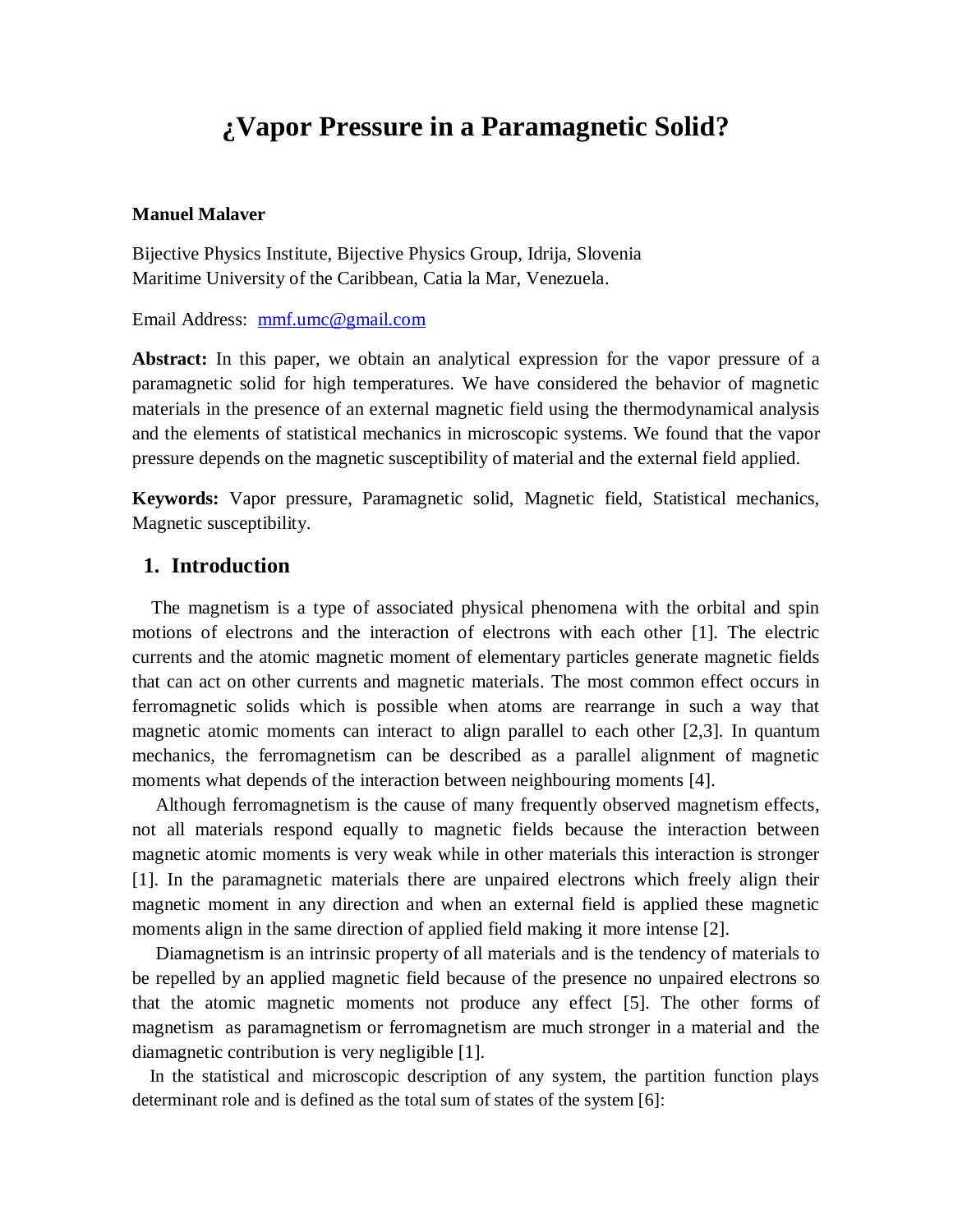# ¿Vapor Pressure in a Paramagnetic Solid?

**Manuel Malaver**

Bijective Physics Institute, Bijective Physics Group, Idrija, Slovenia
Maritime University of the Caribbean, Catia la Mar, Venezuela.

Email Address: mmf.umc@gmail.com

**Abstract:** In this paper, we obtain an analytical expression for the vapor pressure of a paramagnetic solid for high temperatures. We have considered the behavior of magnetic materials in the presence of an external magnetic field using the thermodynamical analysis and the elements of statistical mechanics in microscopic systems. We found that the vapor pressure depends on the magnetic susceptibility of material and the external field applied.

**Keywords:** Vapor pressure, Paramagnetic solid, Magnetic field, Statistical mechanics, Magnetic susceptibility.

## 1. Introduction

The magnetism is a type of associated physical phenomena with the orbital and spin motions of electrons and the interaction of electrons with each other [1]. The electric currents and the atomic magnetic moment of elementary particles generate magnetic fields that can act on other currents and magnetic materials. The most common effect occurs in ferromagnetic solids which is possible when atoms are rearrange in such a way that magnetic atomic moments can interact to align parallel to each other [2,3]. In quantum mechanics, the ferromagnetism can be described as a parallel alignment of magnetic moments what depends of the interaction between neighbouring moments [4].

Although ferromagnetism is the cause of many frequently observed magnetism effects, not all materials respond equally to magnetic fields because the interaction between magnetic atomic moments is very weak while in other materials this interaction is stronger [1]. In the paramagnetic materials there are unpaired electrons which freely align their magnetic moment in any direction and when an external field is applied these magnetic moments align in the same direction of applied field making it more intense [2].

Diamagnetism is an intrinsic property of all materials and is the tendency of materials to be repelled by an applied magnetic field because of the presence no unpaired electrons so that the atomic magnetic moments not produce any effect [5]. The other forms of magnetism as paramagnetism or ferromagnetism are much stronger in a material and the diamagnetic contribution is very negligible [1].

In the statistical and microscopic description of any system, the partition function plays determinant role and is defined as the total sum of states of the system [6]: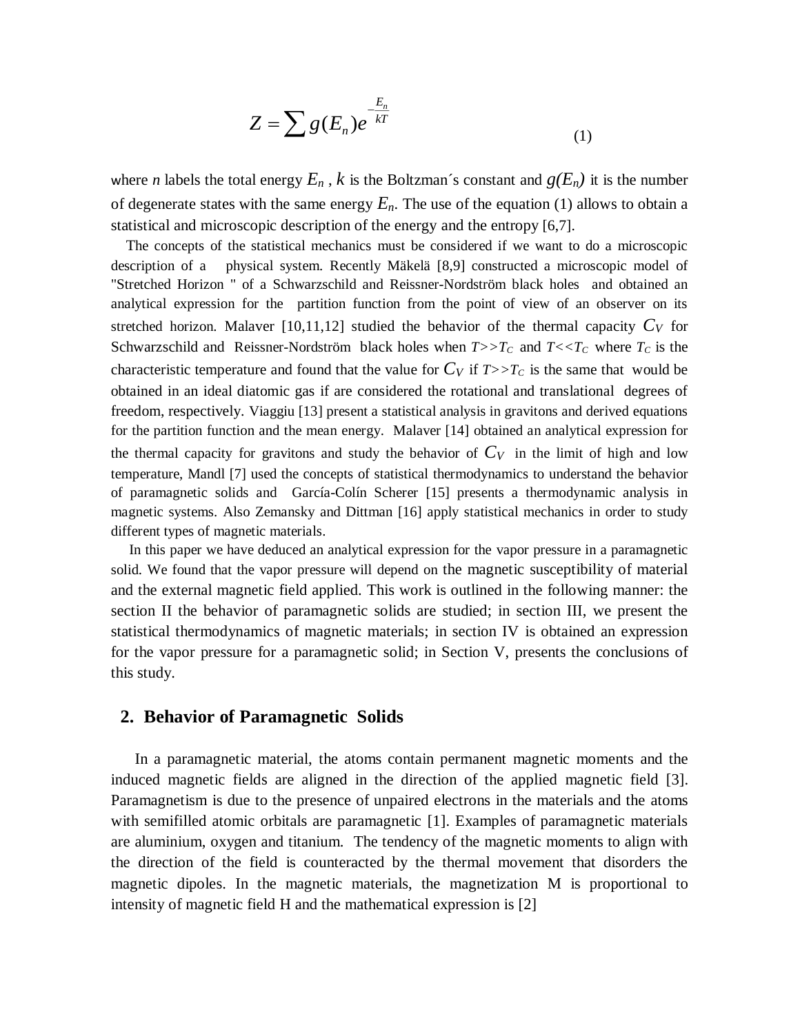$$Z = \sum g(E_n) e^{-\frac{E_n}{kT}} \tag{1}$$

where $n$ labels the total energy $E_n$ , $k$ is the Boltzman´s constant and $g(E_n)$ it is the number of degenerate states with the same energy $E_n$. The use of the equation (1) allows to obtain a statistical and microscopic description of the energy and the entropy [6,7].

The concepts of the statistical mechanics must be considered if we want to do a microscopic description of a physical system. Recently Mäkelä [8,9] constructed a microscopic model of "Stretched Horizon " of a Schwarzschild and Reissner-Nordström black holes and obtained an analytical expression for the partition function from the point of view of an observer on its stretched horizon. Malaver [10,11,12] studied the behavior of the thermal capacity $C_V$ for Schwarzschild and Reissner-Nordström black holes when $T>>T_C$ and $T<<T_C$ where $T_C$ is the characteristic temperature and found that the value for $C_V$ if $T>>T_C$ is the same that would be obtained in an ideal diatomic gas if are considered the rotational and translational degrees of freedom, respectively. Viaggiu [13] present a statistical analysis in gravitons and derived equations for the partition function and the mean energy. Malaver [14] obtained an analytical expression for the thermal capacity for gravitons and study the behavior of $C_V$ in the limit of high and low temperature, Mandl [7] used the concepts of statistical thermodynamics to understand the behavior of paramagnetic solids and García-Colín Scherer [15] presents a thermodynamic analysis in magnetic systems. Also Zemansky and Dittman [16] apply statistical mechanics in order to study different types of magnetic materials.

In this paper we have deduced an analytical expression for the vapor pressure in a paramagnetic solid. We found that the vapor pressure will depend on the magnetic susceptibility of material and the external magnetic field applied. This work is outlined in the following manner: the section II the behavior of paramagnetic solids are studied; in section III, we present the statistical thermodynamics of magnetic materials; in section IV is obtained an expression for the vapor pressure for a paramagnetic solid; in Section V, presents the conclusions of this study.

## 2. Behavior of Paramagnetic Solids

In a paramagnetic material, the atoms contain permanent magnetic moments and the induced magnetic fields are aligned in the direction of the applied magnetic field [3]. Paramagnetism is due to the presence of unpaired electrons in the materials and the atoms with semifilled atomic orbitals are paramagnetic [1]. Examples of paramagnetic materials are aluminium, oxygen and titanium. The tendency of the magnetic moments to align with the direction of the field is counteracted by the thermal movement that disorders the magnetic dipoles. In the magnetic materials, the magnetization M is proportional to intensity of magnetic field H and the mathematical expression is [2]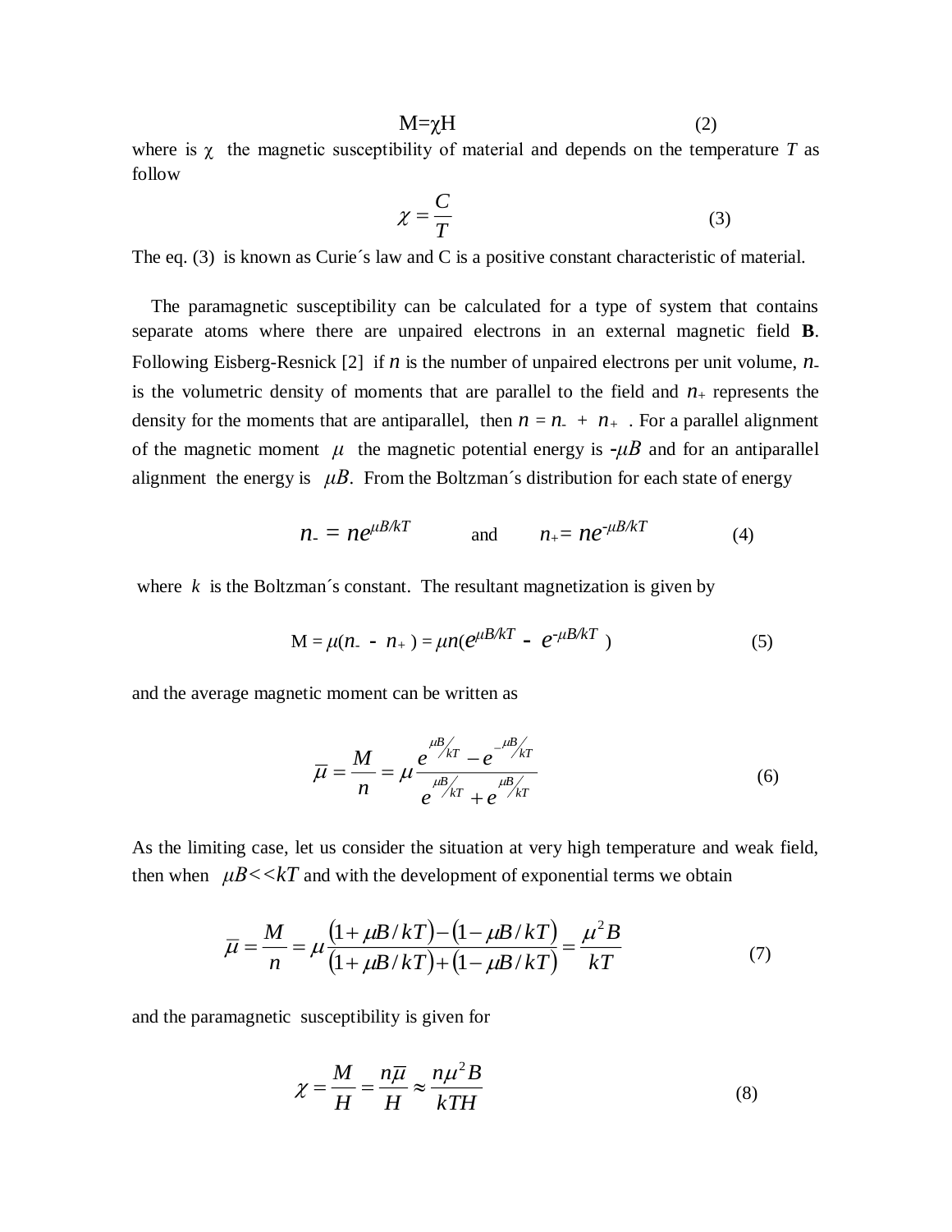$$M = \chi H \tag{2}$$

where is $\chi$ the magnetic susceptibility of material and depends on the temperature $T$ as follow

$$\chi = \frac{C}{T} \tag{3}$$

The eq. (3) is known as Curie´s law and C is a positive constant characteristic of material.

The paramagnetic susceptibility can be calculated for a type of system that contains separate atoms where there are unpaired electrons in an external magnetic field **B**. Following Eisberg-Resnick [2] if $n$ is the number of unpaired electrons per unit volume, $n_-$ is the volumetric density of moments that are parallel to the field and $n_+$ represents the density for the moments that are antiparallel, then $n = n_- + n_+$ . For a parallel alignment of the magnetic moment $\mu$ the magnetic potential energy is $-\mu B$ and for an antiparallel alignment the energy is $\mu B$. From the Boltzman´s distribution for each state of energy

$$n_- = ne^{\mu B/kT} \qquad \text{and} \qquad n_+ = ne^{-\mu B/kT} \tag{4}$$

where $k$ is the Boltzman´s constant. The resultant magnetization is given by

$$M = \mu(n_- - n_+) = \mu n(e^{\mu B/kT} - e^{-\mu B/kT}) \tag{5}$$

and the average magnetic moment can be written as

$$\bar{\mu} = \frac{M}{n} = \mu \frac{e^{\mu B/kT} - e^{-\mu B/kT}}{e^{\mu B/kT} + e^{\mu B/kT}} \tag{6}$$

As the limiting case, let us consider the situation at very high temperature and weak field, then when $\mu B << kT$ and with the development of exponential terms we obtain

$$\bar{\mu} = \frac{M}{n} = \mu \frac{(1 + \mu B/kT) - (1 - \mu B/kT)}{(1 + \mu B/kT) + (1 - \mu B/kT)} = \frac{\mu^2 B}{kT} \tag{7}$$

and the paramagnetic susceptibility is given for

$$\chi = \frac{M}{H} = \frac{n\bar{\mu}}{H} \approx \frac{n\mu^2 B}{kTH} \tag{8}$$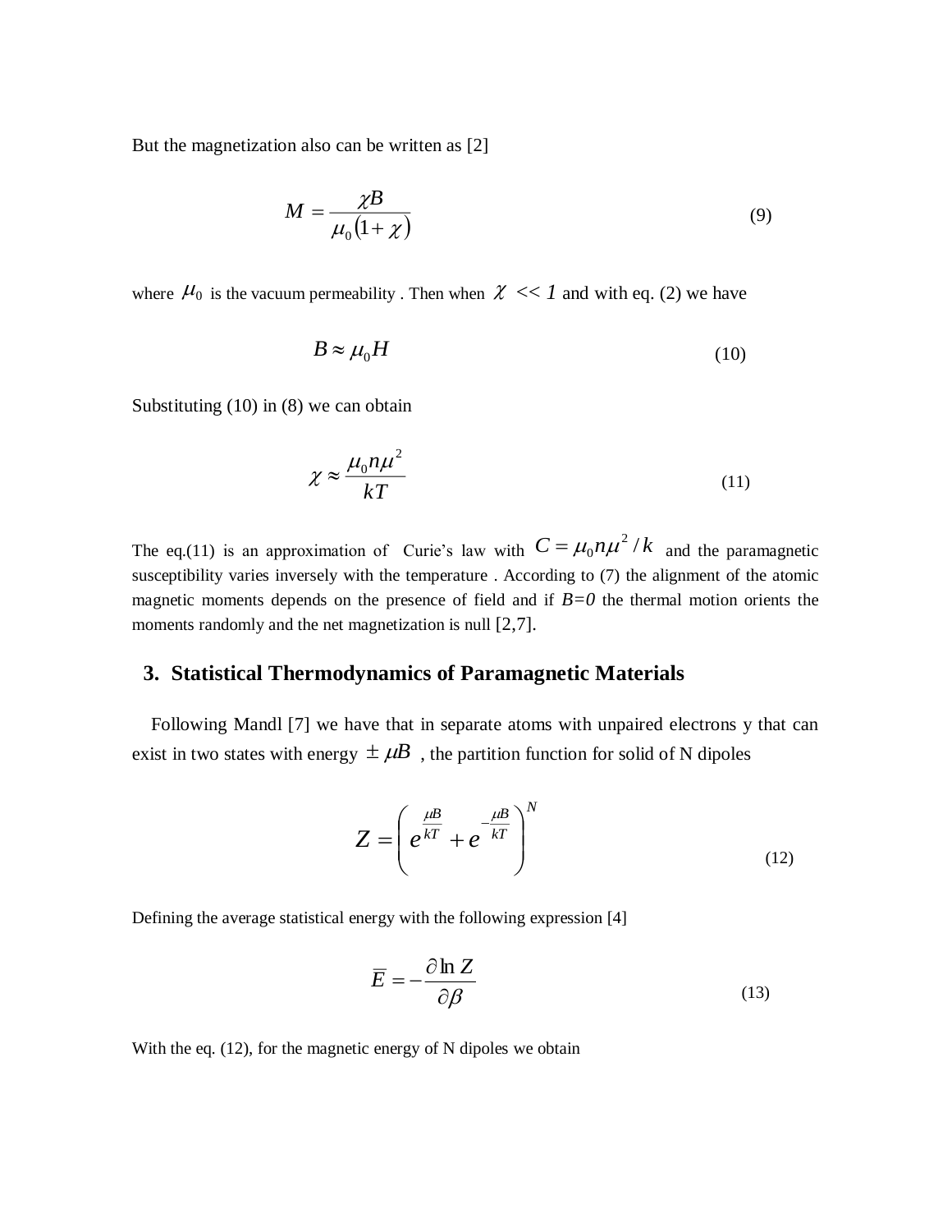But the magnetization also can be written as [2]

$$M = \frac{\chi B}{\mu_0 (1+\chi)} \tag{9}$$

where $\mu_0$ is the vacuum permeability . Then when $\chi << 1$ and with eq. (2) we have

$$B \approx \mu_0 H \tag{10}$$

Substituting (10) in (8) we can obtain

$$\chi \approx \frac{\mu_0 n \mu^2}{kT} \tag{11}$$

The eq.(11) is an approximation of Curie's law with $C = \mu_0 n \mu^2 / k$ and the paramagnetic susceptibility varies inversely with the temperature . According to (7) the alignment of the atomic magnetic moments depends on the presence of field and if $B=0$ the thermal motion orients the moments randomly and the net magnetization is null [2,7].

## 3. Statistical Thermodynamics of Paramagnetic Materials

Following Mandl [7] we have that in separate atoms with unpaired electrons y that can exist in two states with energy $\pm \mu B$ , the partition function for solid of N dipoles

$$Z = \left( e^{\frac{\mu B}{kT}} + e^{-\frac{\mu B}{kT}} \right)^N \tag{12}$$

Defining the average statistical energy with the following expression [4]

$$\overline{E} = -\frac{\partial \ln Z}{\partial \beta} \tag{13}$$

With the eq. (12), for the magnetic energy of N dipoles we obtain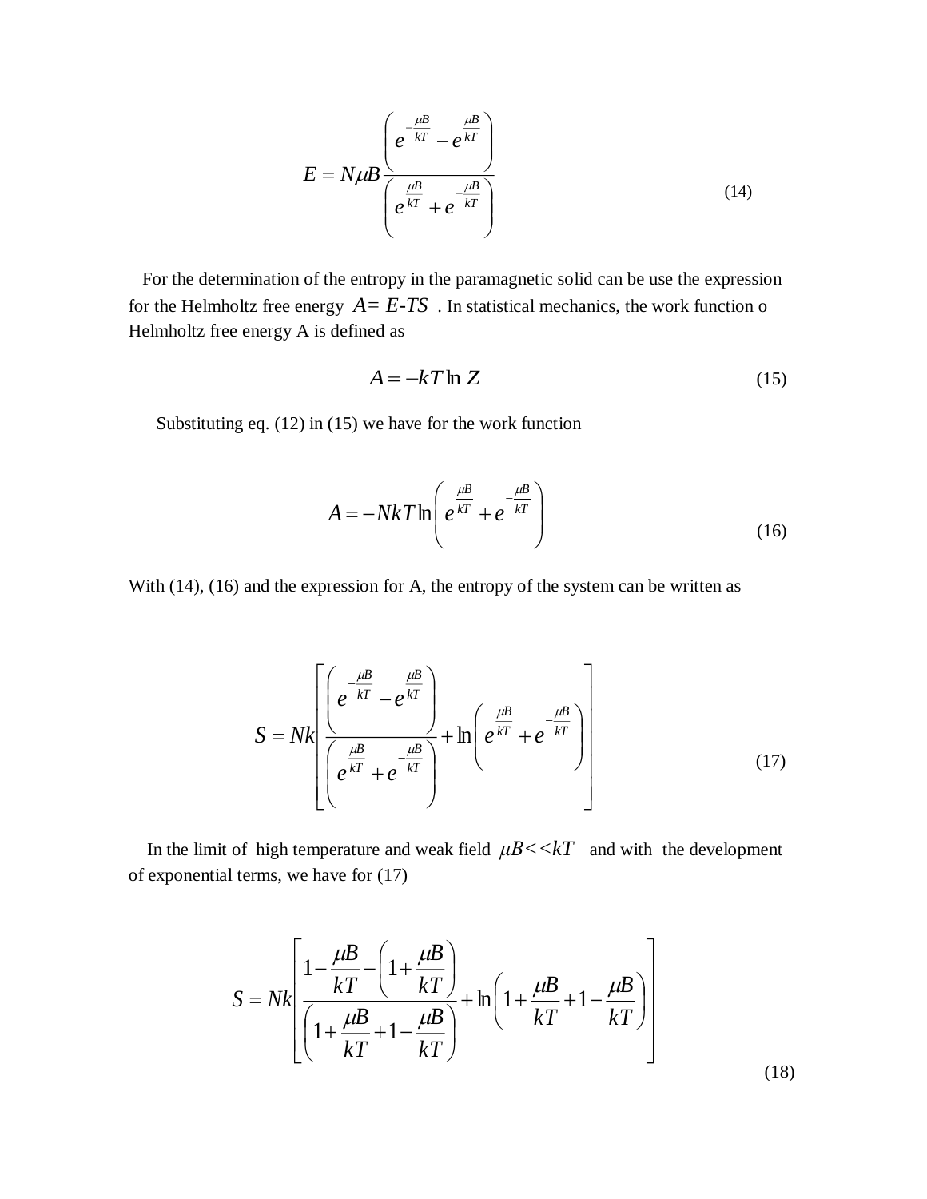$$E = N\mu B \frac{\left( e^{-\frac{\mu B}{kT}} - e^{\frac{\mu B}{kT}} \right)}{\left( e^{\frac{\mu B}{kT}} + e^{-\frac{\mu B}{kT}} \right)} \tag{14}$$

For the determination of the entropy in the paramagnetic solid can be use the expression for the Helmholtz free energy $A = E\text{-}TS$ . In statistical mechanics, the work function o Helmholtz free energy A is defined as

$$A = -kT \ln Z \tag{15}$$

Substituting eq. (12) in (15) we have for the work function

$$A = -NkT \ln\left( e^{\frac{\mu B}{kT}} + e^{-\frac{\mu B}{kT}} \right) \tag{16}$$

With (14), (16) and the expression for A, the entropy of the system can be written as

$$S = Nk\left[ \frac{\left( e^{-\frac{\mu B}{kT}} - e^{\frac{\mu B}{kT}} \right)}{\left( e^{\frac{\mu B}{kT}} + e^{-\frac{\mu B}{kT}} \right)} + \ln\left( e^{\frac{\mu B}{kT}} + e^{-\frac{\mu B}{kT}} \right) \right] \tag{17}$$

In the limit of high temperature and weak field $\mu B << kT$ and with the development of exponential terms, we have for (17)

$$S = Nk\left[ \frac{1 - \frac{\mu B}{kT} - \left( 1 + \frac{\mu B}{kT} \right)}{\left( 1 + \frac{\mu B}{kT} + 1 - \frac{\mu B}{kT} \right)} + \ln\left( 1 + \frac{\mu B}{kT} + 1 - \frac{\mu B}{kT} \right) \right] \tag{18}$$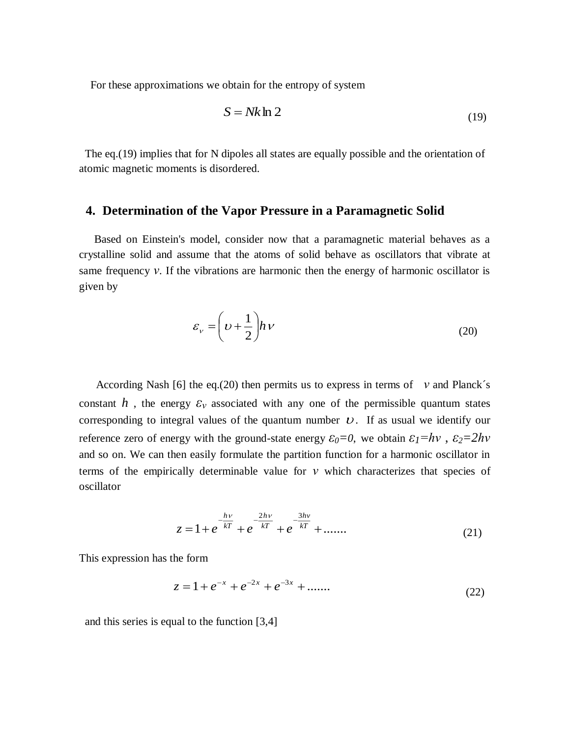For these approximations we obtain for the entropy of system

$$S = Nk \ln 2 \tag{19}$$

The eq.(19) implies that for N dipoles all states are equally possible and the orientation of atomic magnetic moments is disordered.

## 4. Determination of the Vapor Pressure in a Paramagnetic Solid

Based on Einstein's model, consider now that a paramagnetic material behaves as a crystalline solid and assume that the atoms of solid behave as oscillators that vibrate at same frequency $\nu$. If the vibrations are harmonic then the energy of harmonic oscillator is given by

$$\varepsilon_{\nu} = \left( \upsilon + \frac{1}{2} \right) h \nu \tag{20}$$

According Nash [6] the eq.(20) then permits us to express in terms of $\nu$ and Planck´s constant $h$ , the energy $\varepsilon_\nu$ associated with any one of the permissible quantum states corresponding to integral values of the quantum number $\upsilon$. If as usual we identify our reference zero of energy with the ground-state energy $\varepsilon_0=0$, we obtain $\varepsilon_1=h\nu$ , $\varepsilon_2=2h\nu$ and so on. We can then easily formulate the partition function for a harmonic oscillator in terms of the empirically determinable value for $\nu$ which characterizes that species of oscillator

$$z = 1 + e^{-\frac{h\nu}{kT}} + e^{-\frac{2h\nu}{kT}} + e^{-\frac{3h\nu}{kT}} + ....... \tag{21}$$

This expression has the form

$$z = 1 + e^{-x} + e^{-2x} + e^{-3x} + ....... \tag{22}$$

and this series is equal to the function [3,4]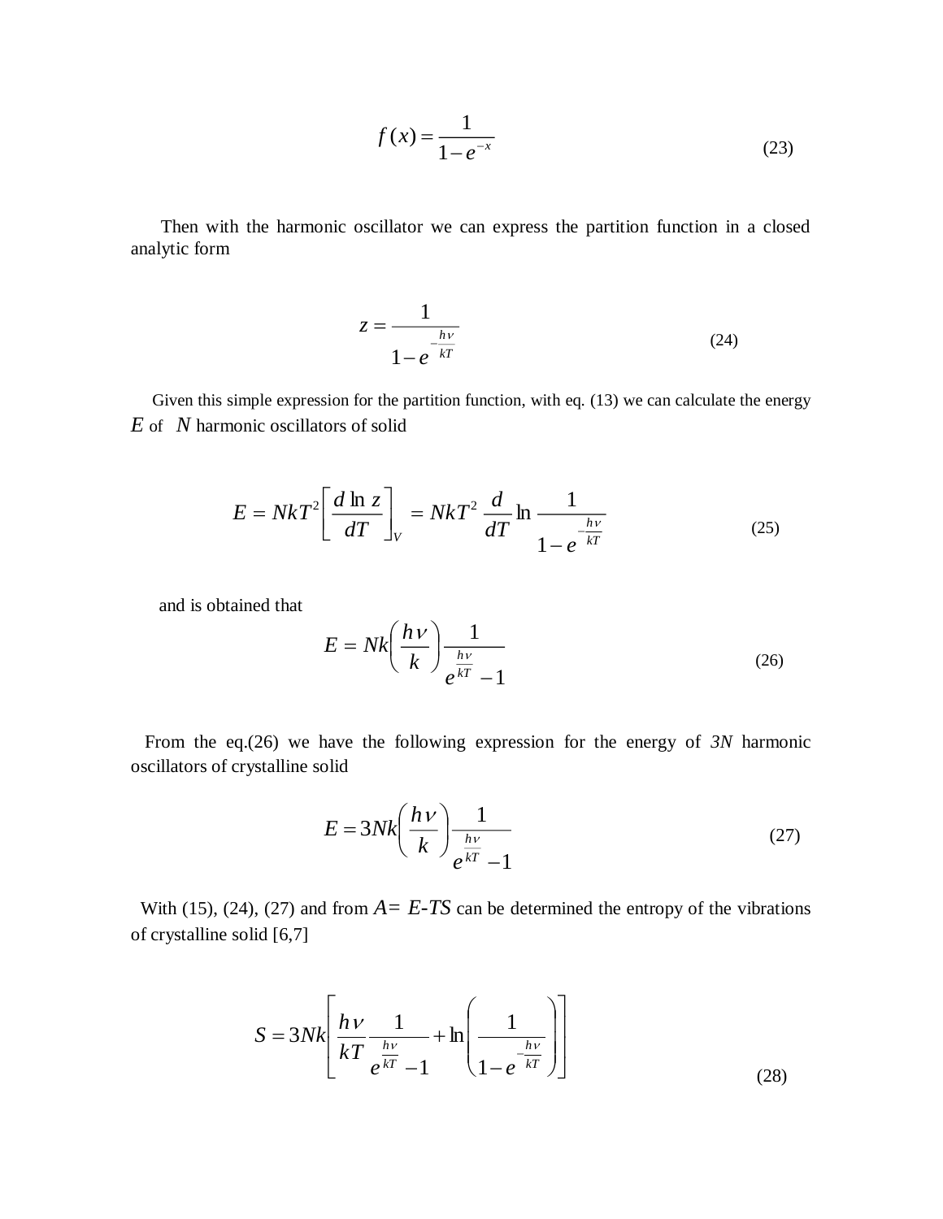$$f(x) = \frac{1}{1 - e^{-x}} \tag{23}$$

Then with the harmonic oscillator we can express the partition function in a closed analytic form

$$z = \frac{1}{1 - e^{-\frac{h\nu}{kT}}} \tag{24}$$

Given this simple expression for the partition function, with eq. (13) we can calculate the energy $E$ of $N$ harmonic oscillators of solid

$$E = NkT^2 \left[ \frac{d \ln z}{dT} \right]_V = NkT^2 \frac{d}{dT} \ln \frac{1}{1 - e^{-\frac{h\nu}{kT}}} \tag{25}$$

and is obtained that

$$E = Nk \left( \frac{h\nu}{k} \right) \frac{1}{e^{\frac{h\nu}{kT}} - 1} \tag{26}$$

From the eq.(26) we have the following expression for the energy of *3N* harmonic oscillators of crystalline solid

$$E = 3Nk \left( \frac{h\nu}{k} \right) \frac{1}{e^{\frac{h\nu}{kT}} - 1} \tag{27}$$

With (15), (24), (27) and from $A = E - TS$ can be determined the entropy of the vibrations of crystalline solid [6,7]

$$S = 3Nk \left[ \frac{h\nu}{kT} \frac{1}{e^{\frac{h\nu}{kT}} - 1} + \ln \left( \frac{1}{1 - e^{-\frac{h\nu}{kT}}} \right) \right] \tag{28}$$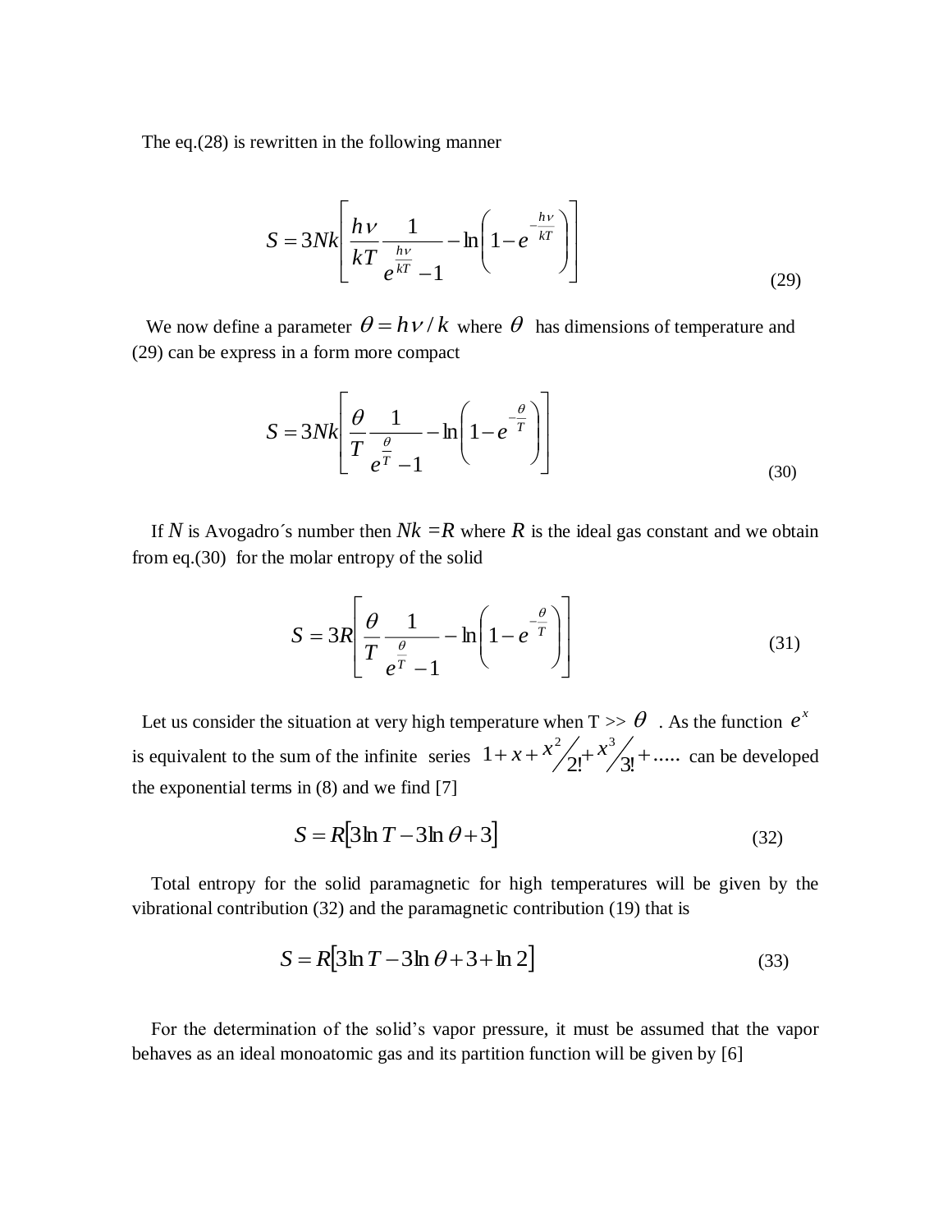The eq.(28) is rewritten in the following manner

$$S = 3Nk\left[\frac{h\nu}{kT}\frac{1}{e^{\frac{h\nu}{kT}}-1} - \ln\left(1-e^{-\frac{h\nu}{kT}}\right)\right] \tag{29}$$

We now define a parameter $\theta = h\nu / k$ where $\theta$ has dimensions of temperature and (29) can be express in a form more compact

$$S = 3Nk\left[\frac{\theta}{T}\frac{1}{e^{\frac{\theta}{T}}-1} - \ln\left(1-e^{-\frac{\theta}{T}}\right)\right] \tag{30}$$

If $N$ is Avogadro´s number then $Nk = R$ where $R$ is the ideal gas constant and we obtain from eq.(30) for the molar entropy of the solid

$$S = 3R\left[\frac{\theta}{T}\frac{1}{e^{\frac{\theta}{T}}-1} - \ln\left(1-e^{-\frac{\theta}{T}}\right)\right] \tag{31}$$

Let us consider the situation at very high temperature when T >> $\theta$ . As the function $e^x$ is equivalent to the sum of the infinite series $1 + x + x^2/2! + x^3/3! + .....$ can be developed the exponential terms in (8) and we find [7]

$$S = R\left[3\ln T - 3\ln\theta + 3\right] \tag{32}$$

Total entropy for the solid paramagnetic for high temperatures will be given by the vibrational contribution (32) and the paramagnetic contribution (19) that is

$$S = R\left[3\ln T - 3\ln\theta + 3 + \ln 2\right] \tag{33}$$

For the determination of the solid's vapor pressure, it must be assumed that the vapor behaves as an ideal monoatomic gas and its partition function will be given by [6]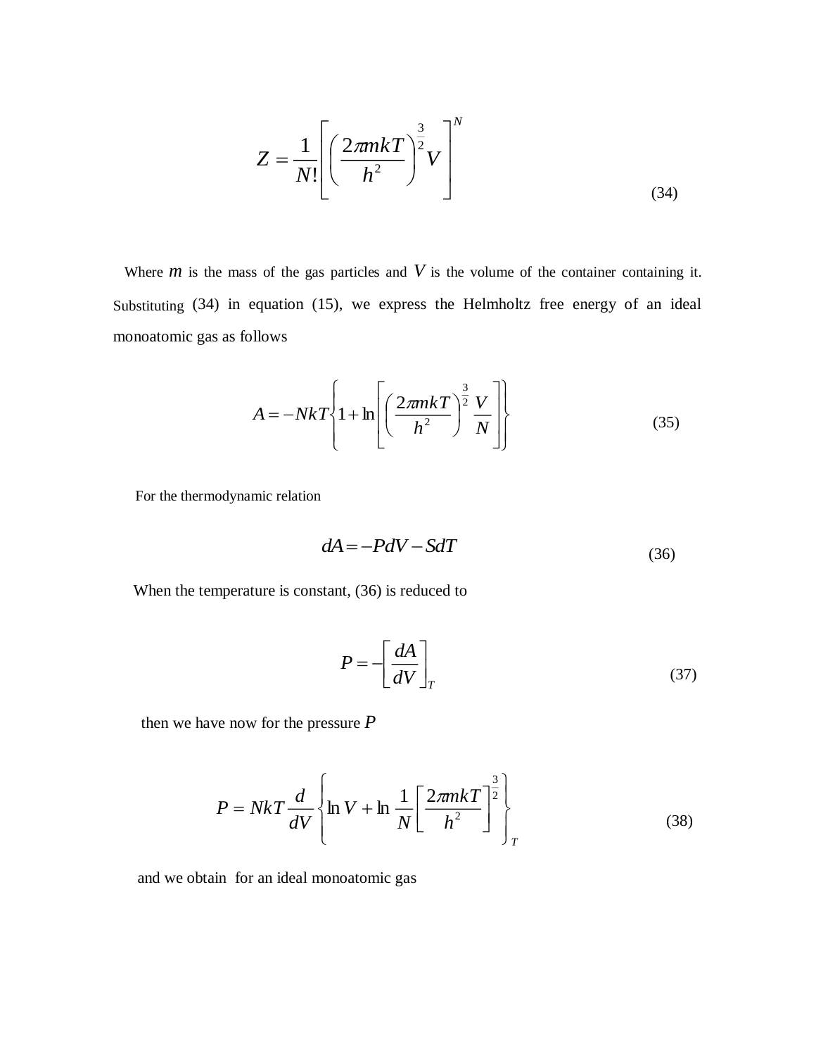$$Z = \frac{1}{N!}\left[\left(\frac{2\pi mkT}{h^2}\right)^{\frac{3}{2}} V\right]^N \tag{34}$$

Where $m$ is the mass of the gas particles and $V$ is the volume of the container containing it. Substituting (34) in equation (15), we express the Helmholtz free energy of an ideal monoatomic gas as follows

$$A = -NkT\left\{1 + \ln\left[\left(\frac{2\pi mkT}{h^2}\right)^{\frac{3}{2}} \frac{V}{N}\right]\right\} \tag{35}$$

For the thermodynamic relation

$$dA = -PdV - SdT \tag{36}$$

When the temperature is constant, (36) is reduced to

$$P = -\left[\frac{dA}{dV}\right]_T \tag{37}$$

then we have now for the pressure $P$

$$P = NkT\frac{d}{dV}\left\{\ln V + \ln \frac{1}{N}\left[\frac{2\pi mkT}{h^2}\right]^{\frac{3}{2}}\right\}_T \tag{38}$$

and we obtain for an ideal monoatomic gas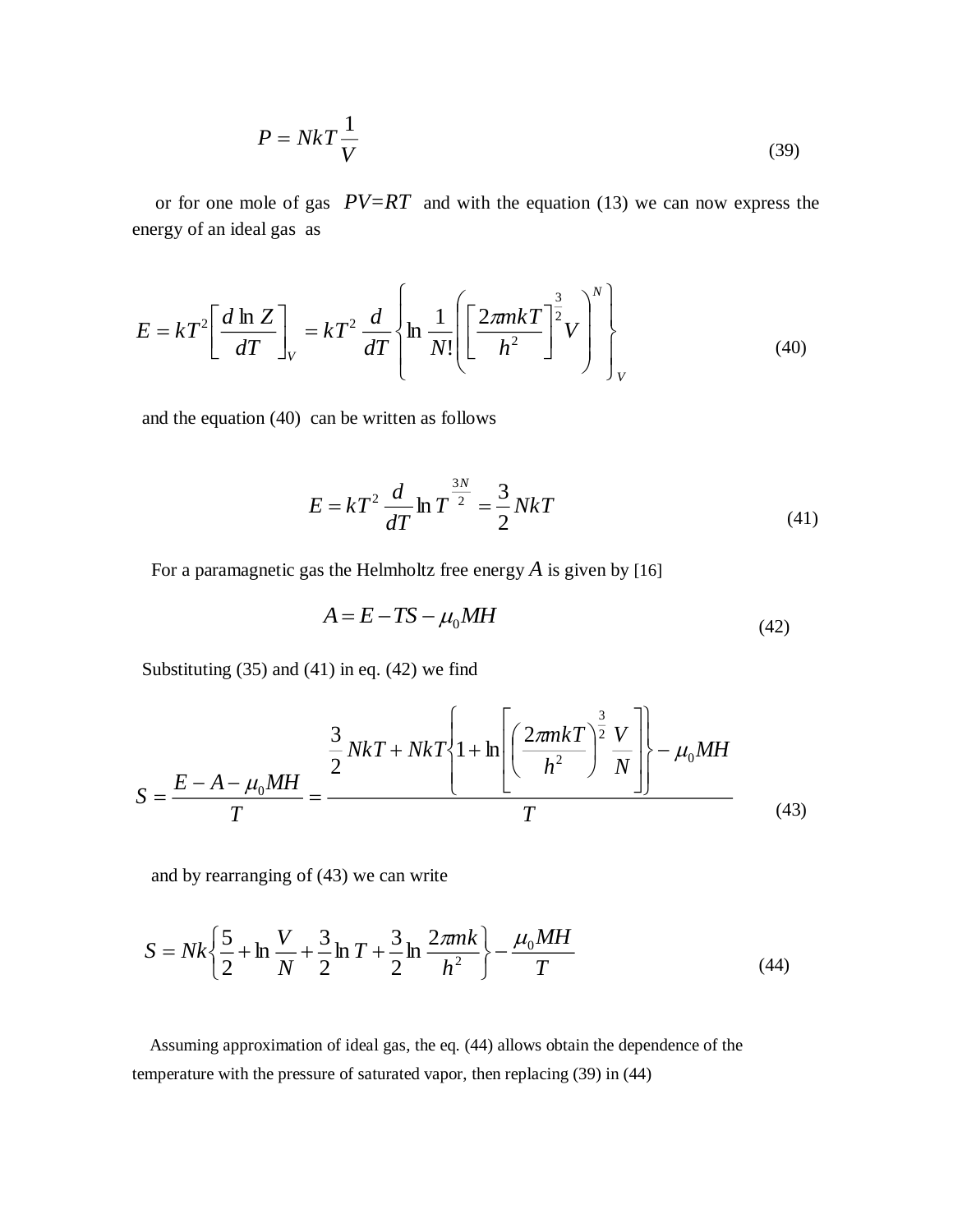$$P = NkT\frac{1}{V} \tag{39}$$

or for one mole of gas $PV=RT$ and with the equation (13) we can now express the energy of an ideal gas as

$$E = kT^2\left[\frac{d\ln Z}{dT}\right]_V = kT^2\frac{d}{dT}\left\{\ln\frac{1}{N!}\left(\left[\frac{2\pi mkT}{h^2}\right]^{\frac{3}{2}}V\right)^N\right\}_V \tag{40}$$

and the equation (40) can be written as follows

$$E = kT^2\frac{d}{dT}\ln T^{\frac{3N}{2}} = \frac{3}{2}NkT \tag{41}$$

For a paramagnetic gas the Helmholtz free energy $A$ is given by [16]

$$A = E - TS - \mu_0 MH \tag{42}$$

Substituting (35) and (41) in eq. (42) we find

$$S = \frac{E - A - \mu_0 MH}{T} = \frac{\frac{3}{2}NkT + NkT\left\{1 + \ln\left[\left(\frac{2\pi mkT}{h^2}\right)^{\frac{3}{2}}\frac{V}{N}\right]\right\} - \mu_0 MH}{T} \tag{43}$$

and by rearranging of (43) we can write

$$S = Nk\left\{\frac{5}{2} + \ln\frac{V}{N} + \frac{3}{2}\ln T + \frac{3}{2}\ln\frac{2\pi mk}{h^2}\right\} - \frac{\mu_0 MH}{T} \tag{44}$$

Assuming approximation of ideal gas, the eq. (44) allows obtain the dependence of the temperature with the pressure of saturated vapor, then replacing (39) in (44)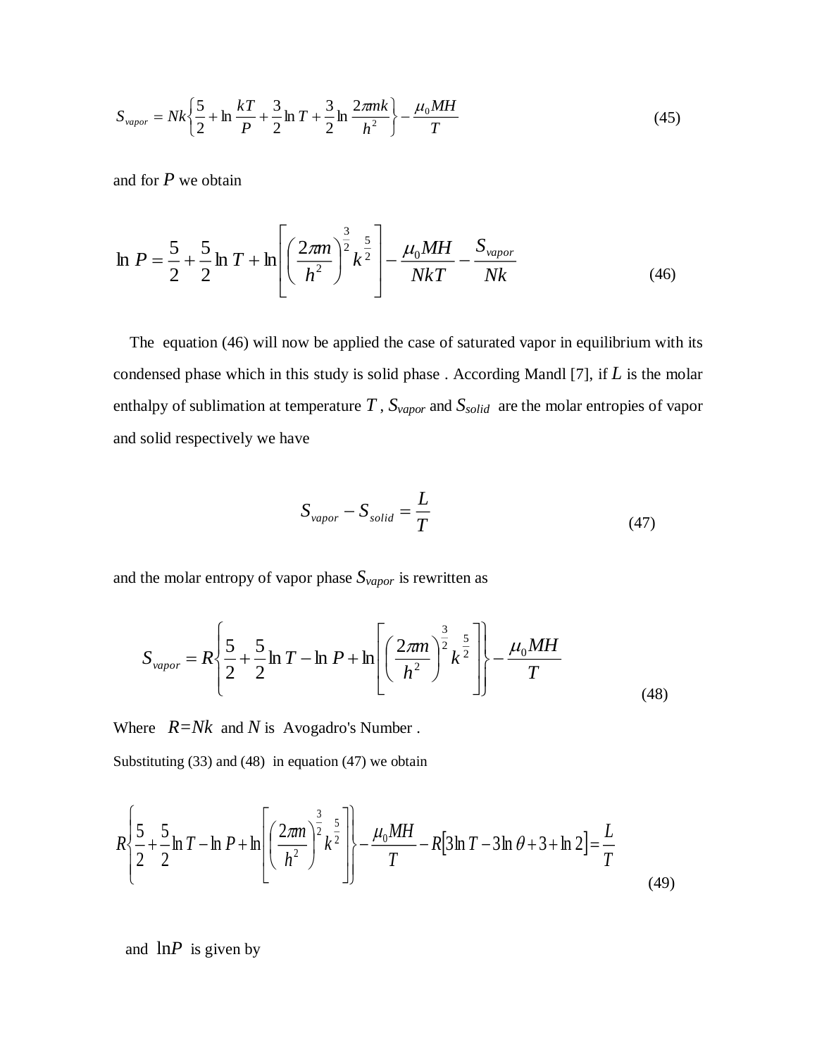$$S_{vapor} = Nk\left\{\frac{5}{2} + \ln\frac{kT}{P} + \frac{3}{2}\ln T + \frac{3}{2}\ln\frac{2\pi mk}{h^2}\right\} - \frac{\mu_0 MH}{T} \tag{45}$$

and for $P$ we obtain

$$\ln P = \frac{5}{2} + \frac{5}{2}\ln T + \ln\left[\left(\frac{2\pi m}{h^2}\right)^{\frac{3}{2}} k^{\frac{5}{2}}\right] - \frac{\mu_0 MH}{NkT} - \frac{S_{vapor}}{Nk} \tag{46}$$

The equation (46) will now be applied the case of saturated vapor in equilibrium with its condensed phase which in this study is solid phase . According Mandl [7], if $L$ is the molar enthalpy of sublimation at temperature $T$ , $S_{vapor}$ and $S_{solid}$ are the molar entropies of vapor and solid respectively we have

$$S_{vapor} - S_{solid} = \frac{L}{T} \tag{47}$$

and the molar entropy of vapor phase $S_{vapor}$ is rewritten as

$$S_{vapor} = R\left\{\frac{5}{2} + \frac{5}{2}\ln T - \ln P + \ln\left[\left(\frac{2\pi m}{h^2}\right)^{\frac{3}{2}} k^{\frac{5}{2}}\right]\right\} - \frac{\mu_0 MH}{T} \tag{48}$$

Where $R = Nk$ and $N$ is Avogadro's Number .

Substituting (33) and (48) in equation (47) we obtain

$$R\left\{\frac{5}{2} + \frac{5}{2}\ln T - \ln P + \ln\left[\left(\frac{2\pi m}{h^2}\right)^{\frac{3}{2}} k^{\frac{5}{2}}\right]\right\} - \frac{\mu_0 MH}{T} - R\left[3\ln T - 3\ln\theta + 3 + \ln 2\right] = \frac{L}{T} \tag{49}$$

and $\ln P$ is given by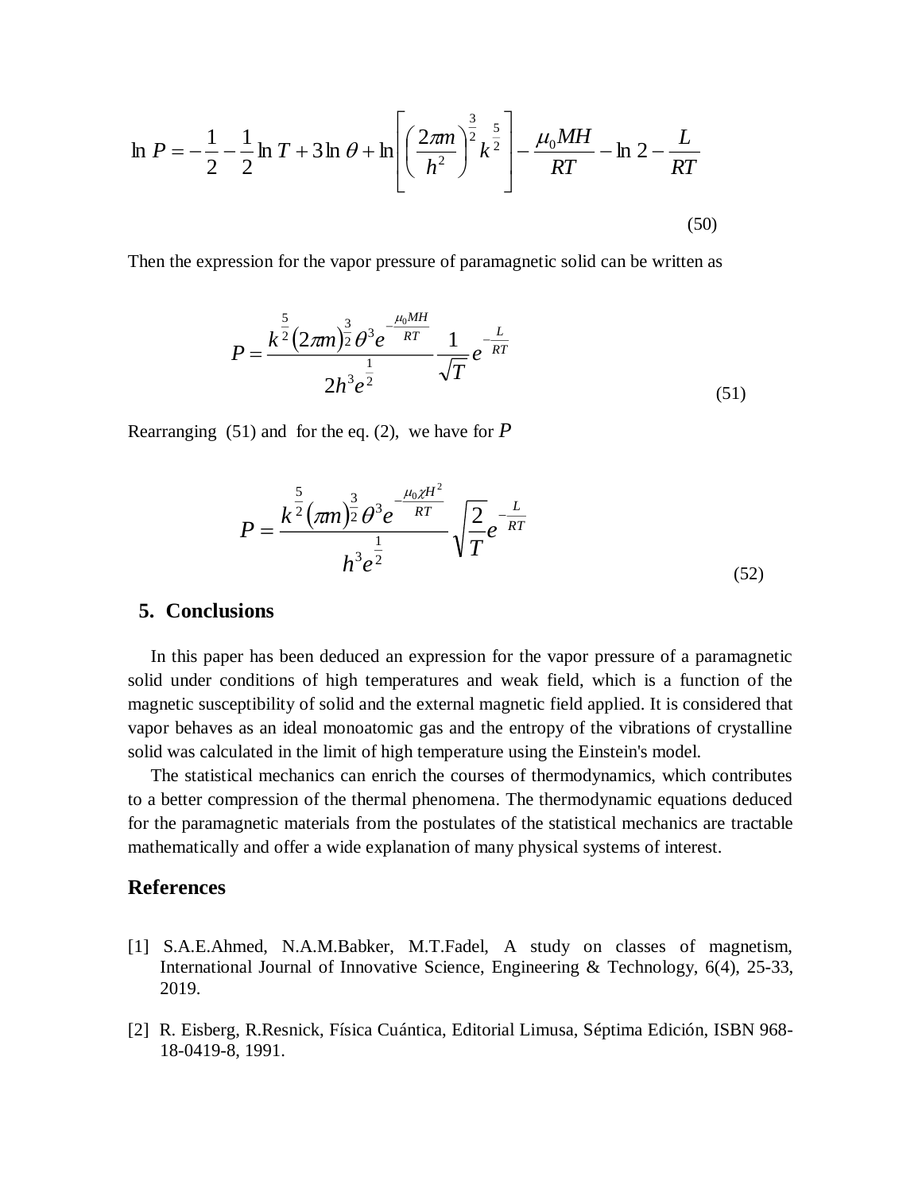$$\ln P = -\frac{1}{2} - \frac{1}{2}\ln T + 3\ln\theta + \ln\left[\left(\frac{2\pi m}{h^2}\right)^{\frac{3}{2}} k^{\frac{5}{2}}\right] - \frac{\mu_0 MH}{RT} - \ln 2 - \frac{L}{RT} \tag{50}$$

Then the expression for the vapor pressure of paramagnetic solid can be written as

$$P = \frac{k^{\frac{5}{2}}(2\pi m)^{\frac{3}{2}}\theta^3 e^{-\frac{\mu_0 MH}{RT}}}{2h^3 e^{\frac{1}{2}}} \frac{1}{\sqrt{T}} e^{-\frac{L}{RT}} \tag{51}$$

Rearranging (51) and for the eq. (2), we have for $P$

$$P = \frac{k^{\frac{5}{2}}(\pi m)^{\frac{3}{2}}\theta^3 e^{-\frac{\mu_0 \chi H^2}{RT}}}{h^3 e^{\frac{1}{2}}} \sqrt{\frac{2}{T}} e^{-\frac{L}{RT}} \tag{52}$$

## 5. Conclusions

In this paper has been deduced an expression for the vapor pressure of a paramagnetic solid under conditions of high temperatures and weak field, which is a function of the magnetic susceptibility of solid and the external magnetic field applied. It is considered that vapor behaves as an ideal monoatomic gas and the entropy of the vibrations of crystalline solid was calculated in the limit of high temperature using the Einstein's model.

The statistical mechanics can enrich the courses of thermodynamics, which contributes to a better compression of the thermal phenomena. The thermodynamic equations deduced for the paramagnetic materials from the postulates of the statistical mechanics are tractable mathematically and offer a wide explanation of many physical systems of interest.

## References

[1] S.A.E.Ahmed, N.A.M.Babker, M.T.Fadel, A study on classes of magnetism, International Journal of Innovative Science, Engineering & Technology, 6(4), 25-33, 2019.

[2] R. Eisberg, R.Resnick, Física Cuántica, Editorial Limusa, Séptima Edición, ISBN 968-18-0419-8, 1991.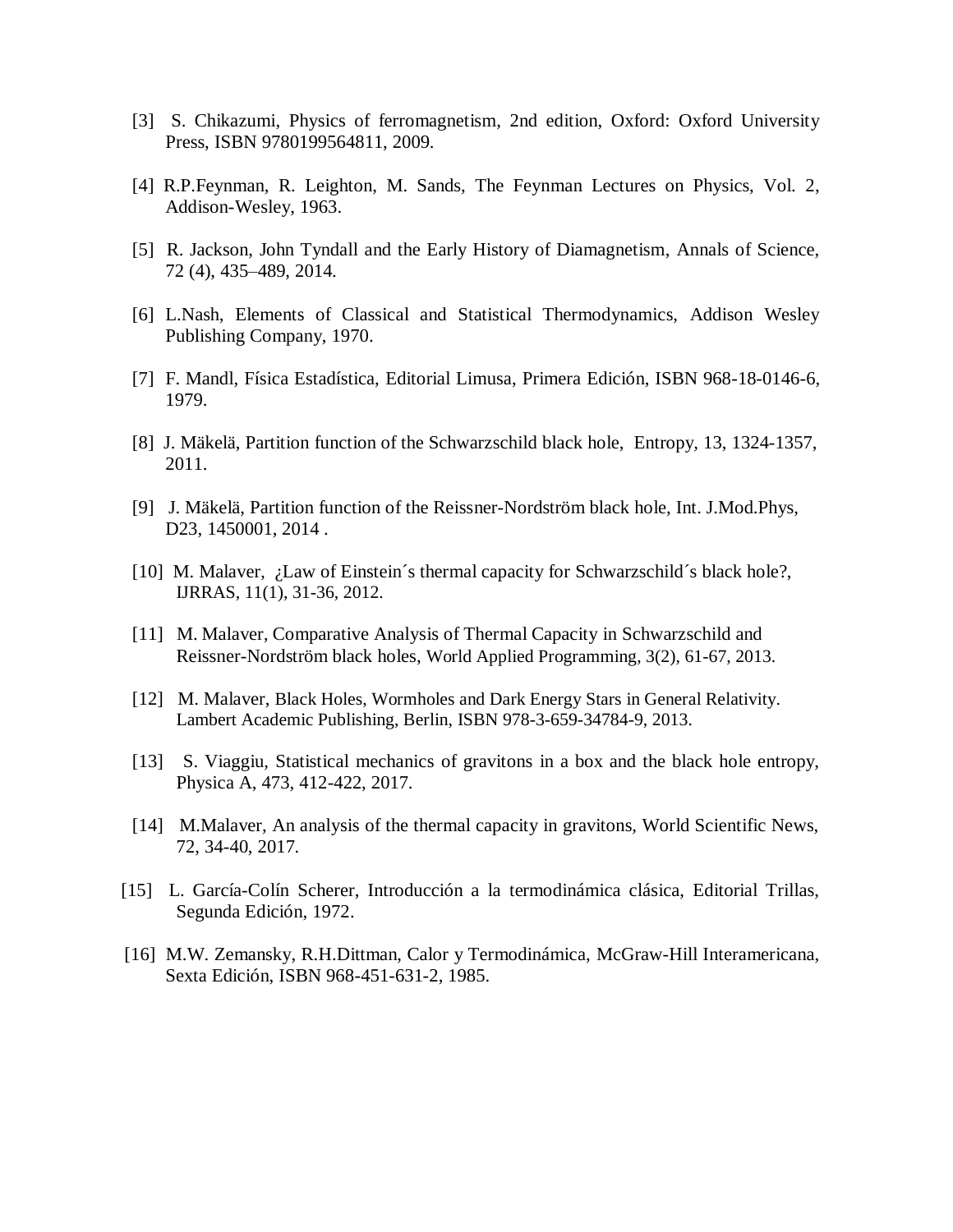[3] S. Chikazumi, Physics of ferromagnetism, 2nd edition, Oxford: Oxford University Press, ISBN 9780199564811, 2009.

[4] R.P.Feynman, R. Leighton, M. Sands, The Feynman Lectures on Physics, Vol. 2, Addison-Wesley, 1963.

[5] R. Jackson, John Tyndall and the Early History of Diamagnetism, Annals of Science, 72 (4), 435–489, 2014.

[6] L.Nash, Elements of Classical and Statistical Thermodynamics, Addison Wesley Publishing Company, 1970.

[7] F. Mandl, Física Estadística, Editorial Limusa, Primera Edición, ISBN 968-18-0146-6, 1979.

[8] J. Mäkelä, Partition function of the Schwarzschild black hole, Entropy, 13, 1324-1357, 2011.

[9] J. Mäkelä, Partition function of the Reissner-Nordström black hole, Int. J.Mod.Phys, D23, 1450001, 2014 .

[10] M. Malaver, ¿Law of Einstein´s thermal capacity for Schwarzschild´s black hole?, IJRRAS, 11(1), 31-36, 2012.

[11] M. Malaver, Comparative Analysis of Thermal Capacity in Schwarzschild and Reissner-Nordström black holes, World Applied Programming, 3(2), 61-67, 2013.

[12] M. Malaver, Black Holes, Wormholes and Dark Energy Stars in General Relativity. Lambert Academic Publishing, Berlin, ISBN 978-3-659-34784-9, 2013.

[13] S. Viaggiu, Statistical mechanics of gravitons in a box and the black hole entropy, Physica A, 473, 412-422, 2017.

[14] M.Malaver, An analysis of the thermal capacity in gravitons, World Scientific News, 72, 34-40, 2017.

[15] L. García-Colín Scherer, Introducción a la termodinámica clásica, Editorial Trillas, Segunda Edición, 1972.

[16] M.W. Zemansky, R.H.Dittman, Calor y Termodinámica, McGraw-Hill Interamericana, Sexta Edición, ISBN 968-451-631-2, 1985.